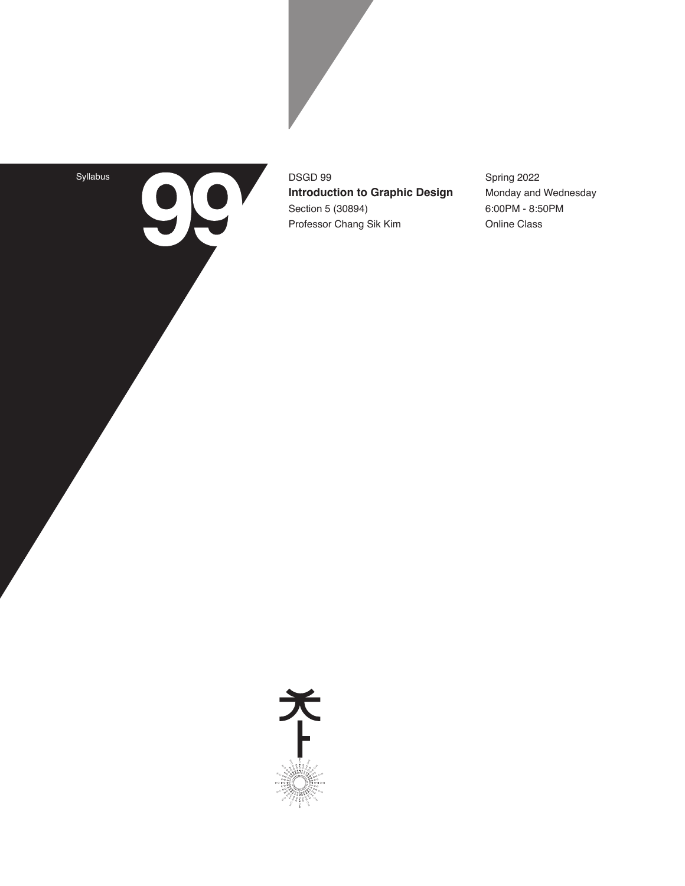Syllabus

# 99

DSGD 99
**Introduction to Graphic Design**
Section 5 (30894)
Professor Chang Sik Kim

Spring 2022
Monday and Wednesday
6:00PM - 8:50PM
Online Class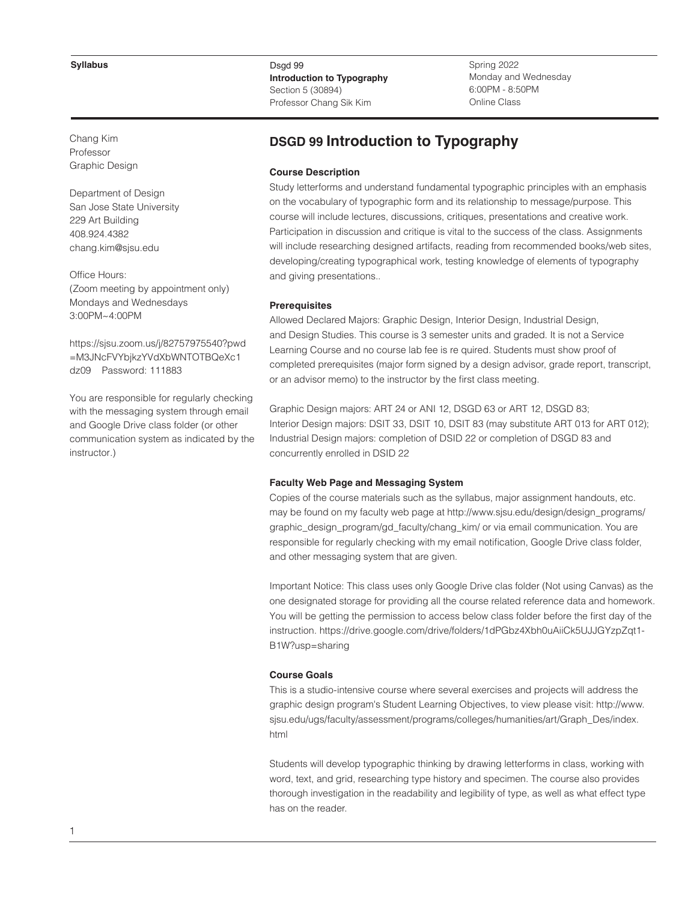**Syllabus**

Dsgd 99
**Introduction to Typography**
Section 5 (30894)
Professor Chang Sik Kim

Spring 2022
Monday and Wednesday
6:00PM - 8:50PM
Online Class

Chang Kim
Professor
Graphic Design

Department of Design
San Jose State University
229 Art Building
408.924.4382
chang.kim@sjsu.edu

Office Hours:
(Zoom meeting by appointment only)
Mondays and Wednesdays
3:00PM~4:00PM

https://sjsu.zoom.us/j/82757975540?pwd=M3JNcFVYbjkzYVdXbWNTOTBQeXc1dz09 Password: 111883

You are responsible for regularly checking with the messaging system through email and Google Drive class folder (or other communication system as indicated by the instructor.)

# DSGD 99 Introduction to Typography

### Course Description

Study letterforms and understand fundamental typographic principles with an emphasis on the vocabulary of typographic form and its relationship to message/purpose. This course will include lectures, discussions, critiques, presentations and creative work. Participation in discussion and critique is vital to the success of the class. Assignments will include researching designed artifacts, reading from recommended books/web sites, developing/creating typographical work, testing knowledge of elements of typography and giving presentations..

### Prerequisites

Allowed Declared Majors: Graphic Design, Interior Design, Industrial Design, and Design Studies. This course is 3 semester units and graded. It is not a Service Learning Course and no course lab fee is re quired. Students must show proof of completed prerequisites (major form signed by a design advisor, grade report, transcript, or an advisor memo) to the instructor by the first class meeting.

Graphic Design majors: ART 24 or ANI 12, DSGD 63 or ART 12, DSGD 83;
Interior Design majors: DSIT 33, DSIT 10, DSIT 83 (may substitute ART 013 for ART 012);
Industrial Design majors: completion of DSID 22 or completion of DSGD 83 and concurrently enrolled in DSID 22

### Faculty Web Page and Messaging System

Copies of the course materials such as the syllabus, major assignment handouts, etc. may be found on my faculty web page at http://www.sjsu.edu/design/design_programs/graphic_design_program/gd_faculty/chang_kim/ or via email communication. You are responsible for regularly checking with my email notification, Google Drive class folder, and other messaging system that are given.

Important Notice: This class uses only Google Drive clas folder (Not using Canvas) as the one designated storage for providing all the course related reference data and homework. You will be getting the permission to access below class folder before the first day of the instruction. https://drive.google.com/drive/folders/1dPGbz4Xbh0uAiiCk5UJJGYzpZqt1-B1W?usp=sharing

### Course Goals

This is a studio-intensive course where several exercises and projects will address the graphic design program's Student Learning Objectives, to view please visit: http://www.sjsu.edu/ugs/faculty/assessment/programs/colleges/humanities/art/Graph_Des/index.html

Students will develop typographic thinking by drawing letterforms in class, working with word, text, and grid, researching type history and specimen. The course also provides thorough investigation in the readability and legibility of type, as well as what effect type has on the reader.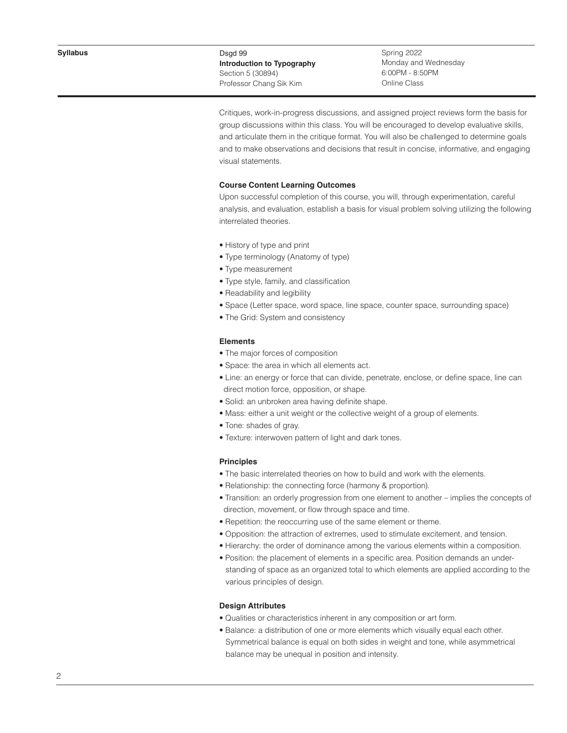Critiques, work-in-progress discussions, and assigned project reviews form the basis for group discussions within this class. You will be encouraged to develop evaluative skills, and articulate them in the critique format. You will also be challenged to determine goals and to make observations and decisions that result in concise, informative, and engaging visual statements.

**Course Content Learning Outcomes**

Upon successful completion of this course, you will, through experimentation, careful analysis, and evaluation, establish a basis for visual problem solving utilizing the following interrelated theories.

- History of type and print
- Type terminology (Anatomy of type)
- Type measurement
- Type style, family, and classification
- Readability and legibility
- Space (Letter space, word space, line space, counter space, surrounding space)
- The Grid: System and consistency

**Elements**

- The major forces of composition
- Space: the area in which all elements act.
- Line: an energy or force that can divide, penetrate, enclose, or define space, line can direct motion force, opposition, or shape.
- Solid: an unbroken area having definite shape.
- Mass: either a unit weight or the collective weight of a group of elements.
- Tone: shades of gray.
- Texture: interwoven pattern of light and dark tones.

**Principles**

- The basic interrelated theories on how to build and work with the elements.
- Relationship: the connecting force (harmony & proportion).
- Transition: an orderly progression from one element to another – implies the concepts of direction, movement, or flow through space and time.
- Repetition: the reoccurring use of the same element or theme.
- Opposition: the attraction of extremes, used to stimulate excitement, and tension.
- Hierarchy: the order of dominance among the various elements within a composition.
- Position: the placement of elements in a specific area. Position demands an understanding of space as an organized total to which elements are applied according to the various principles of design.

**Design Attributes**

- Qualities or characteristics inherent in any composition or art form.
- Balance: a distribution of one or more elements which visually equal each other. Symmetrical balance is equal on both sides in weight and tone, while asymmetrical balance may be unequal in position and intensity.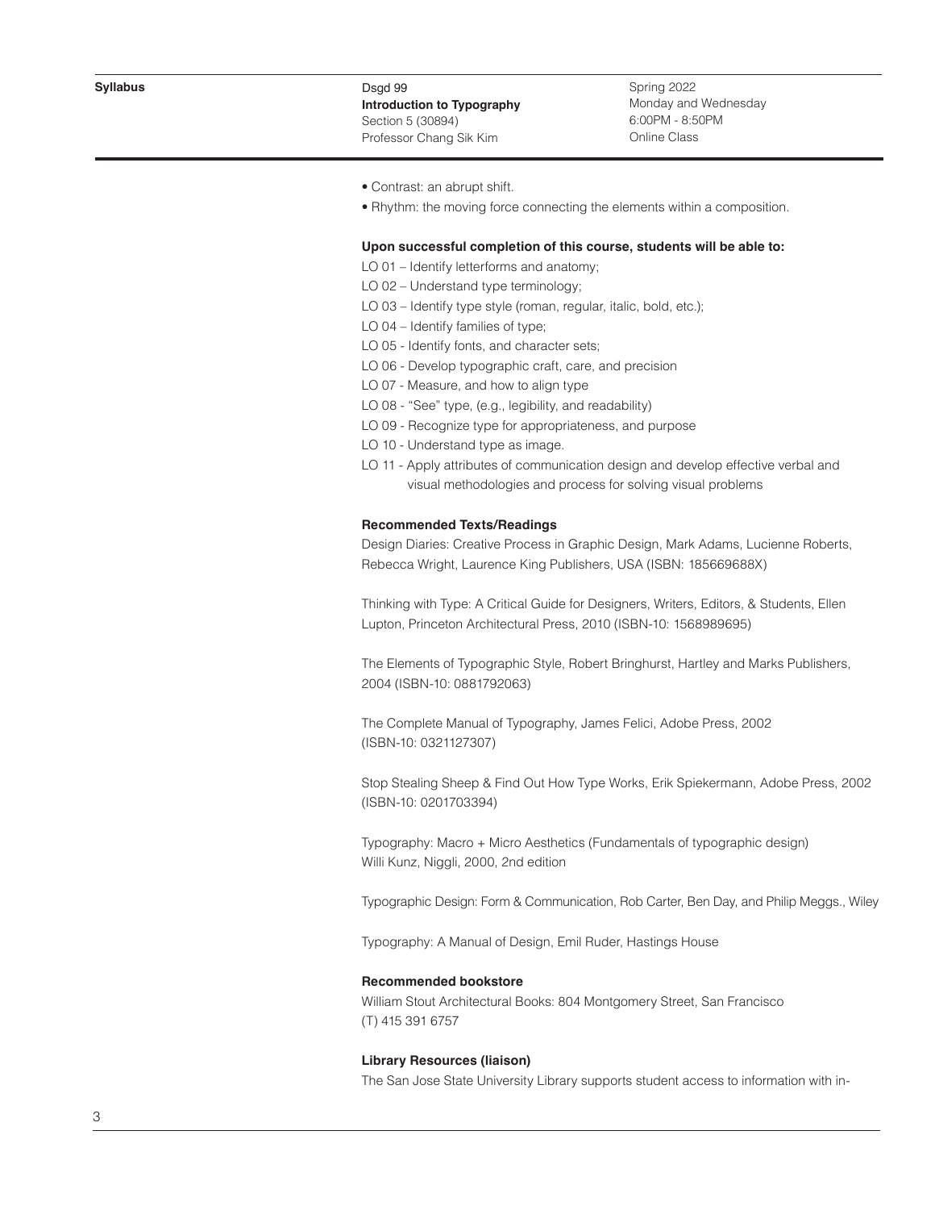- Contrast: an abrupt shift.
- Rhythm: the moving force connecting the elements within a composition.

**Upon successful completion of this course, students will be able to:**

LO 01 – Identify letterforms and anatomy;
LO 02 – Understand type terminology;
LO 03 – Identify type style (roman, regular, italic, bold, etc.);
LO 04 – Identify families of type;
LO 05 - Identify fonts, and character sets;
LO 06 - Develop typographic craft, care, and precision
LO 07 - Measure, and how to align type
LO 08 - "See" type, (e.g., legibility, and readability)
LO 09 - Recognize type for appropriateness, and purpose
LO 10 - Understand type as image.
LO 11 - Apply attributes of communication design and develop effective verbal and visual methodologies and process for solving visual problems

**Recommended Texts/Readings**

Design Diaries: Creative Process in Graphic Design, Mark Adams, Lucienne Roberts, Rebecca Wright, Laurence King Publishers, USA (ISBN: 185669688X)

Thinking with Type: A Critical Guide for Designers, Writers, Editors, & Students, Ellen Lupton, Princeton Architectural Press, 2010 (ISBN-10: 1568989695)

The Elements of Typographic Style, Robert Bringhurst, Hartley and Marks Publishers, 2004 (ISBN-10: 0881792063)

The Complete Manual of Typography, James Felici, Adobe Press, 2002 (ISBN-10: 0321127307)

Stop Stealing Sheep & Find Out How Type Works, Erik Spiekermann, Adobe Press, 2002 (ISBN-10: 0201703394)

Typography: Macro + Micro Aesthetics (Fundamentals of typographic design) Willi Kunz, Niggli, 2000, 2nd edition

Typographic Design: Form & Communication, Rob Carter, Ben Day, and Philip Meggs., Wiley

Typography: A Manual of Design, Emil Ruder, Hastings House

**Recommended bookstore**

William Stout Architectural Books: 804 Montgomery Street, San Francisco
(T) 415 391 6757

**Library Resources (liaison)**

The San Jose State University Library supports student access to information with in-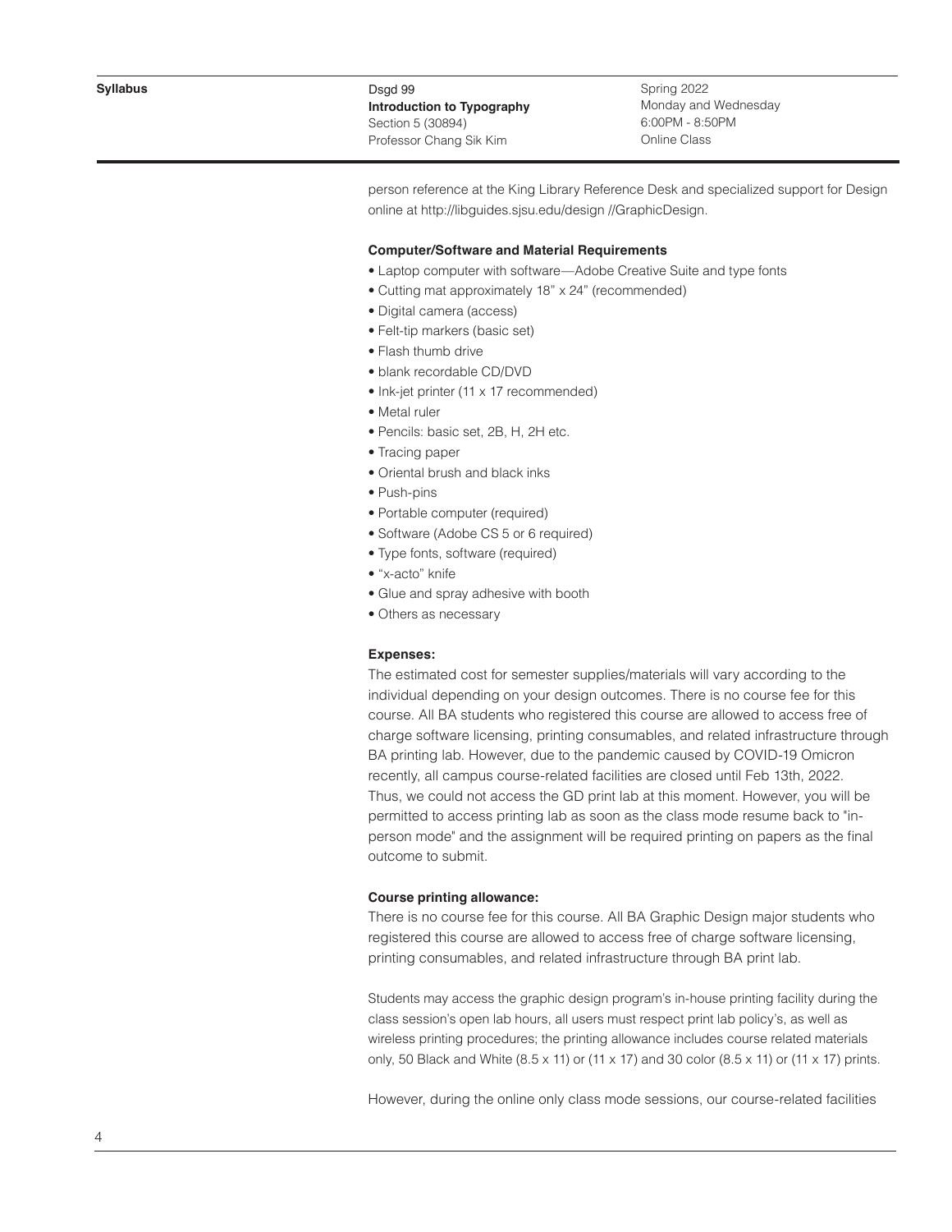person reference at the King Library Reference Desk and specialized support for Design online at http://libguides.sjsu.edu/design //GraphicDesign.

**Computer/Software and Material Requirements**

- Laptop computer with software—Adobe Creative Suite and type fonts
- Cutting mat approximately 18" x 24" (recommended)
- Digital camera (access)
- Felt-tip markers (basic set)
- Flash thumb drive
- blank recordable CD/DVD
- Ink-jet printer (11 x 17 recommended)
- Metal ruler
- Pencils: basic set, 2B, H, 2H etc.
- Tracing paper
- Oriental brush and black inks
- Push-pins
- Portable computer (required)
- Software (Adobe CS 5 or 6 required)
- Type fonts, software (required)
- "x-acto" knife
- Glue and spray adhesive with booth
- Others as necessary

**Expenses:**

The estimated cost for semester supplies/materials will vary according to the individual depending on your design outcomes. There is no course fee for this course. All BA students who registered this course are allowed to access free of charge software licensing, printing consumables, and related infrastructure through BA printing lab. However, due to the pandemic caused by COVID-19 Omicron recently, all campus course-related facilities are closed until Feb 13th, 2022. Thus, we could not access the GD print lab at this moment. However, you will be permitted to access printing lab as soon as the class mode resume back to "in-person mode" and the assignment will be required printing on papers as the final outcome to submit.

**Course printing allowance:**

There is no course fee for this course. All BA Graphic Design major students who registered this course are allowed to access free of charge software licensing, printing consumables, and related infrastructure through BA print lab.

Students may access the graphic design program's in-house printing facility during the class session's open lab hours, all users must respect print lab policy's, as well as wireless printing procedures; the printing allowance includes course related materials only, 50 Black and White (8.5 x 11) or (11 x 17) and 30 color (8.5 x 11) or (11 x 17) prints.

However, during the online only class mode sessions, our course-related facilities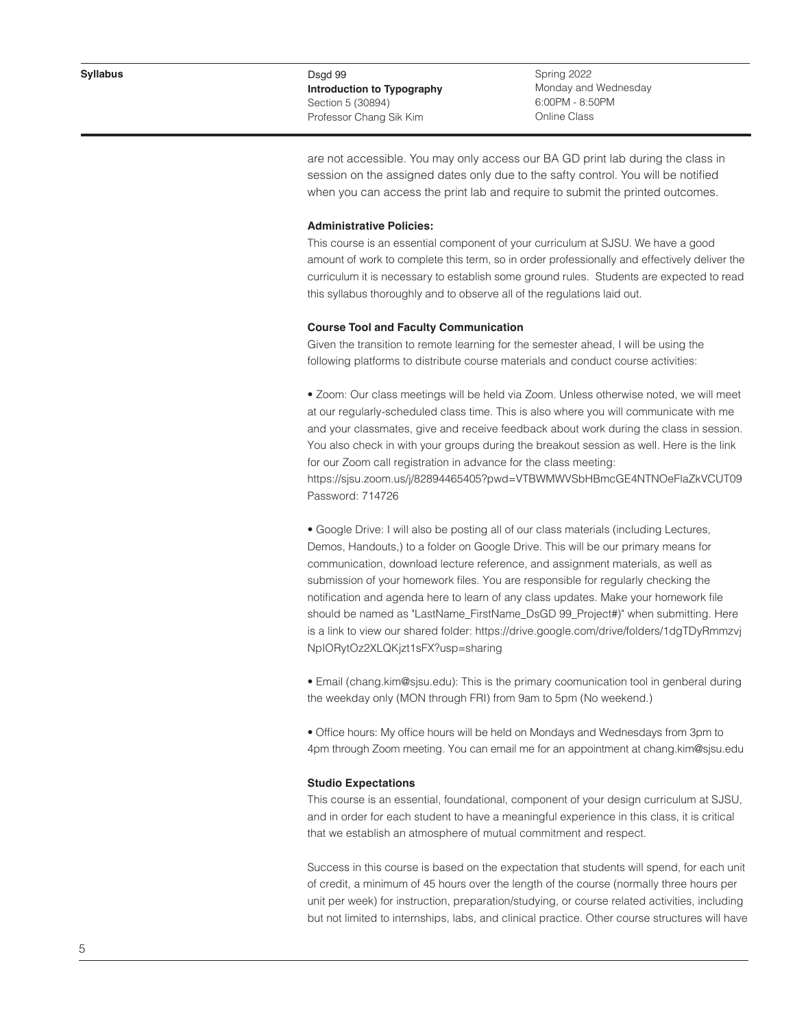are not accessible. You may only access our BA GD print lab during the class in session on the assigned dates only due to the safty control. You will be notified when you can access the print lab and require to submit the printed outcomes.

**Administrative Policies:**

This course is an essential component of your curriculum at SJSU. We have a good amount of work to complete this term, so in order professionally and effectively deliver the curriculum it is necessary to establish some ground rules. Students are expected to read this syllabus thoroughly and to observe all of the regulations laid out.

**Course Tool and Faculty Communication**

Given the transition to remote learning for the semester ahead, I will be using the following platforms to distribute course materials and conduct course activities:

• Zoom: Our class meetings will be held via Zoom. Unless otherwise noted, we will meet at our regularly-scheduled class time. This is also where you will communicate with me and your classmates, give and receive feedback about work during the class in session. You also check in with your groups during the breakout session as well. Here is the link for our Zoom call registration in advance for the class meeting:
https://sjsu.zoom.us/j/82894465405?pwd=VTBWMWVSbHBmcGE4NTNOeFlaZkVCUT09
Password: 714726

• Google Drive: I will also be posting all of our class materials (including Lectures, Demos, Handouts,) to a folder on Google Drive. This will be our primary means for communication, download lecture reference, and assignment materials, as well as submission of your homework files. You are responsible for regularly checking the notification and agenda here to learn of any class updates. Make your homework file should be named as "LastName_FirstName_DsGD 99_Project#)" when submitting. Here is a link to view our shared folder: https://drive.google.com/drive/folders/1dgTDyRmmzvjNpIORytOz2XLQKjzt1sFX?usp=sharing

• Email (chang.kim@sjsu.edu): This is the primary coomunication tool in genberal during the weekday only (MON through FRI) from 9am to 5pm (No weekend.)

• Office hours: My office hours will be held on Mondays and Wednesdays from 3pm to 4pm through Zoom meeting. You can email me for an appointment at chang.kim@sjsu.edu

**Studio Expectations**

This course is an essential, foundational, component of your design curriculum at SJSU, and in order for each student to have a meaningful experience in this class, it is critical that we establish an atmosphere of mutual commitment and respect.

Success in this course is based on the expectation that students will spend, for each unit of credit, a minimum of 45 hours over the length of the course (normally three hours per unit per week) for instruction, preparation/studying, or course related activities, including but not limited to internships, labs, and clinical practice. Other course structures will have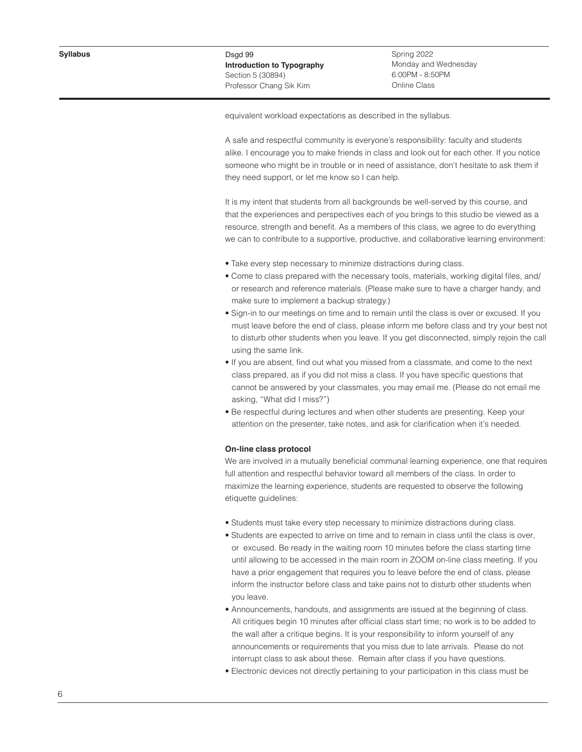equivalent workload expectations as described in the syllabus.

A safe and respectful community is everyone's responsibility: faculty and students alike. I encourage you to make friends in class and look out for each other. If you notice someone who might be in trouble or in need of assistance, don't hesitate to ask them if they need support, or let me know so I can help.

It is my intent that students from all backgrounds be well-served by this course, and that the experiences and perspectives each of you brings to this studio be viewed as a resource, strength and benefit. As a members of this class, we agree to do everything we can to contribute to a supportive, productive, and collaborative learning environment:

- Take every step necessary to minimize distractions during class.
- Come to class prepared with the necessary tools, materials, working digital files, and/ or research and reference materials. (Please make sure to have a charger handy, and make sure to implement a backup strategy.)
- Sign-in to our meetings on time and to remain until the class is over or excused. If you must leave before the end of class, please inform me before class and try your best not to disturb other students when you leave. If you get disconnected, simply rejoin the call using the same link.
- If you are absent, find out what you missed from a classmate, and come to the next class prepared, as if you did not miss a class. If you have specific questions that cannot be answered by your classmates, you may email me. (Please do not email me asking, "What did I miss?")
- Be respectful during lectures and when other students are presenting. Keep your attention on the presenter, take notes, and ask for clarification when it's needed.

**On-line class protocol**

We are involved in a mutually beneficial communal learning experience, one that requires full attention and respectful behavior toward all members of the class. In order to maximize the learning experience, students are requested to observe the following etiquette guidelines:

- Students must take every step necessary to minimize distractions during class.
- Students are expected to arrive on time and to remain in class until the class is over, or excused. Be ready in the waiting room 10 minutes before the class starting time until allowing to be accessed in the main room in ZOOM on-line class meeting. If you have a prior engagement that requires you to leave before the end of class, please inform the instructor before class and take pains not to disturb other students when you leave.
- Announcements, handouts, and assignments are issued at the beginning of class. All critiques begin 10 minutes after official class start time; no work is to be added to the wall after a critique begins. It is your responsibility to inform yourself of any announcements or requirements that you miss due to late arrivals. Please do not interrupt class to ask about these. Remain after class if you have questions.
- Electronic devices not directly pertaining to your participation in this class must be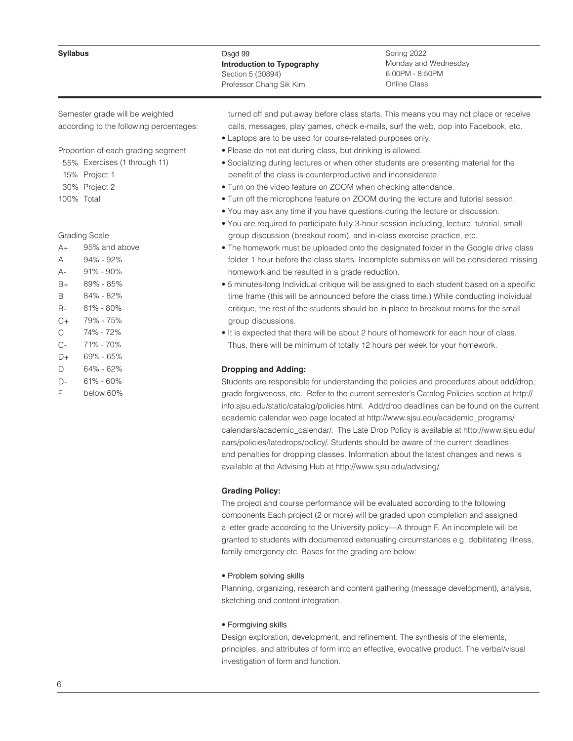Semester grade will be weighted according to the following percentages:

Proportion of each grading segment

| | |
|---|---|
| 55% | Exercises (1 through 11) |
| 15% | Project 1 |
| 30% | Project 2 |
| 100% | Total |

Grading Scale

| | |
|---|---|
| A+ | 95% and above |
| A | 94% - 92% |
| A- | 91% - 90% |
| B+ | 89% - 85% |
| B | 84% - 82% |
| B- | 81% - 80% |
| C+ | 79% - 75% |
| C | 74% - 72% |
| C- | 71% - 70% |
| D+ | 69% - 65% |
| D | 64% - 62% |
| D- | 61% - 60% |
| F | below 60% |

turned off and put away before class starts. This means you may not place or receive calls, messages, play games, check e-mails, surf the web, pop into Facebook, etc.

- Laptops are to be used for course-related purposes only.
- Please do not eat during class, but drinking is allowed.
- Socializing during lectures or when other students are presenting material for the benefit of the class is counterproductive and inconsiderate.
- Turn on the video feature on ZOOM when checking attendance.
- Turn off the microphone feature on ZOOM during the lecture and tutorial session.
- You may ask any time if you have questions during the lecture or discussion.
- You are required to participate fully 3-hour session including, lecture, tutorial, small group discussion (breakout room), and in-class exercise practice, etc.
- The homework must be uploaded onto the designated folder in the Google drive class folder 1 hour before the class starts. Incomplete submission will be considered missing homework and be resulted in a grade reduction.
- 5 minutes-long Individual critique will be assigned to each student based on a specific time frame (this will be announced before the class time.) While conducting individual critique, the rest of the students should be in place to breakout rooms for the small group discussions.
- It is expected that there will be about 2 hours of homework for each hour of class. Thus, there will be minimum of totally 12 hours per week for your homework.

**Dropping and Adding:**

Students are responsible for understanding the policies and procedures about add/drop, grade forgiveness, etc. Refer to the current semester's Catalog Policies section at http://info.sjsu.edu/static/catalog/policies.html. Add/drop deadlines can be found on the current academic calendar web page located at http://www.sjsu.edu/academic_programs/calendars/academic_calendar/. The Late Drop Policy is available at http://www.sjsu.edu/aars/policies/latedrops/policy/. Students should be aware of the current deadlines and penalties for dropping classes. Information about the latest changes and news is available at the Advising Hub at http://www.sjsu.edu/advising/.

**Grading Policy:**

The project and course performance will be evaluated according to the following components Each project (2 or more) will be graded upon completion and assigned a letter grade according to the University policy—A through F. An incomplete will be granted to students with documented extenuating circumstances e.g. debilitating illness, family emergency etc. Bases for the grading are below:

- Problem solving skills

Planning, organizing, research and content gathering (message development), analysis, sketching and content integration.

- Formgiving skills

Design exploration, development, and refinement. The synthesis of the elements, principles, and attributes of form into an effective, evocative product. The verbal/visual investigation of form and function.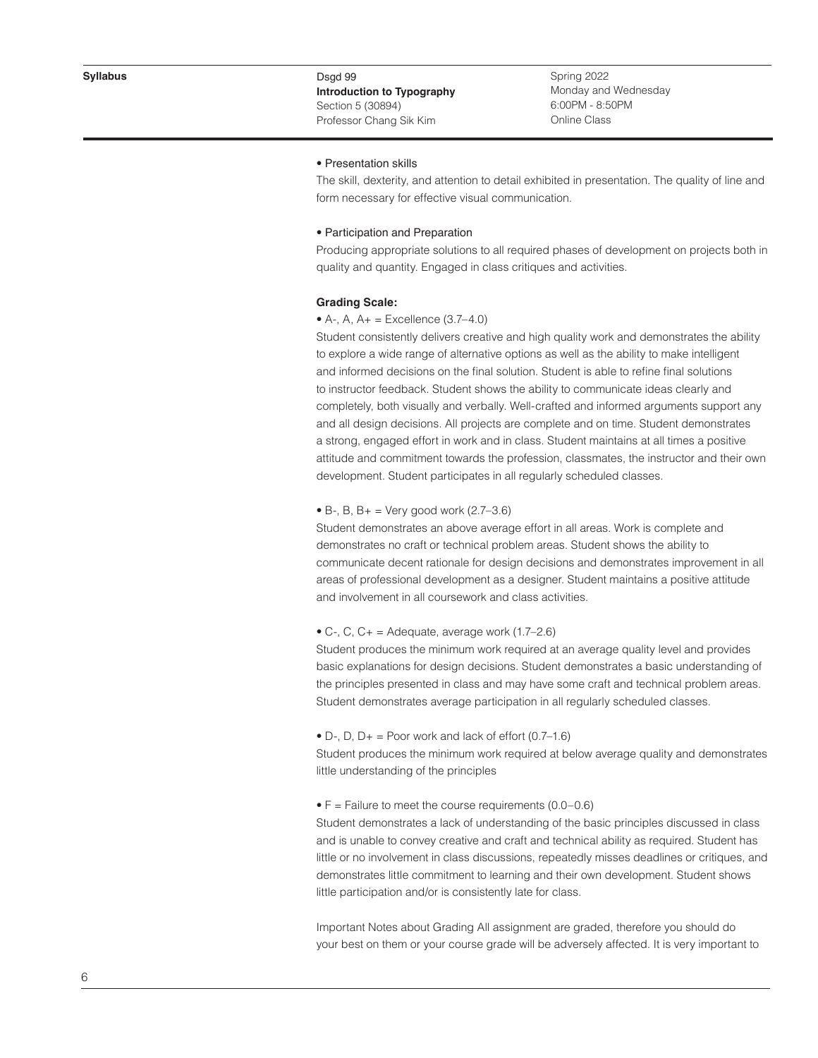• Presentation skills

The skill, dexterity, and attention to detail exhibited in presentation. The quality of line and form necessary for effective visual communication.

• Participation and Preparation

Producing appropriate solutions to all required phases of development on projects both in quality and quantity. Engaged in class critiques and activities.

**Grading Scale:**

• A-, A, A+ = Excellence (3.7–4.0)

Student consistently delivers creative and high quality work and demonstrates the ability to explore a wide range of alternative options as well as the ability to make intelligent and informed decisions on the final solution. Student is able to refine final solutions to instructor feedback. Student shows the ability to communicate ideas clearly and completely, both visually and verbally. Well-crafted and informed arguments support any and all design decisions. All projects are complete and on time. Student demonstrates a strong, engaged effort in work and in class. Student maintains at all times a positive attitude and commitment towards the profession, classmates, the instructor and their own development. Student participates in all regularly scheduled classes.

• B-, B, B+ = Very good work (2.7–3.6)

Student demonstrates an above average effort in all areas. Work is complete and demonstrates no craft or technical problem areas. Student shows the ability to communicate decent rationale for design decisions and demonstrates improvement in all areas of professional development as a designer. Student maintains a positive attitude and involvement in all coursework and class activities.

• C-, C, C+ = Adequate, average work (1.7–2.6)

Student produces the minimum work required at an average quality level and provides basic explanations for design decisions. Student demonstrates a basic understanding of the principles presented in class and may have some craft and technical problem areas. Student demonstrates average participation in all regularly scheduled classes.

• D-, D, D+ = Poor work and lack of effort (0.7–1.6)

Student produces the minimum work required at below average quality and demonstrates little understanding of the principles

• F = Failure to meet the course requirements (0.0–0.6)

Student demonstrates a lack of understanding of the basic principles discussed in class and is unable to convey creative and craft and technical ability as required. Student has little or no involvement in class discussions, repeatedly misses deadlines or critiques, and demonstrates little commitment to learning and their own development. Student shows little participation and/or is consistently late for class.

Important Notes about Grading All assignment are graded, therefore you should do your best on them or your course grade will be adversely affected. It is very important to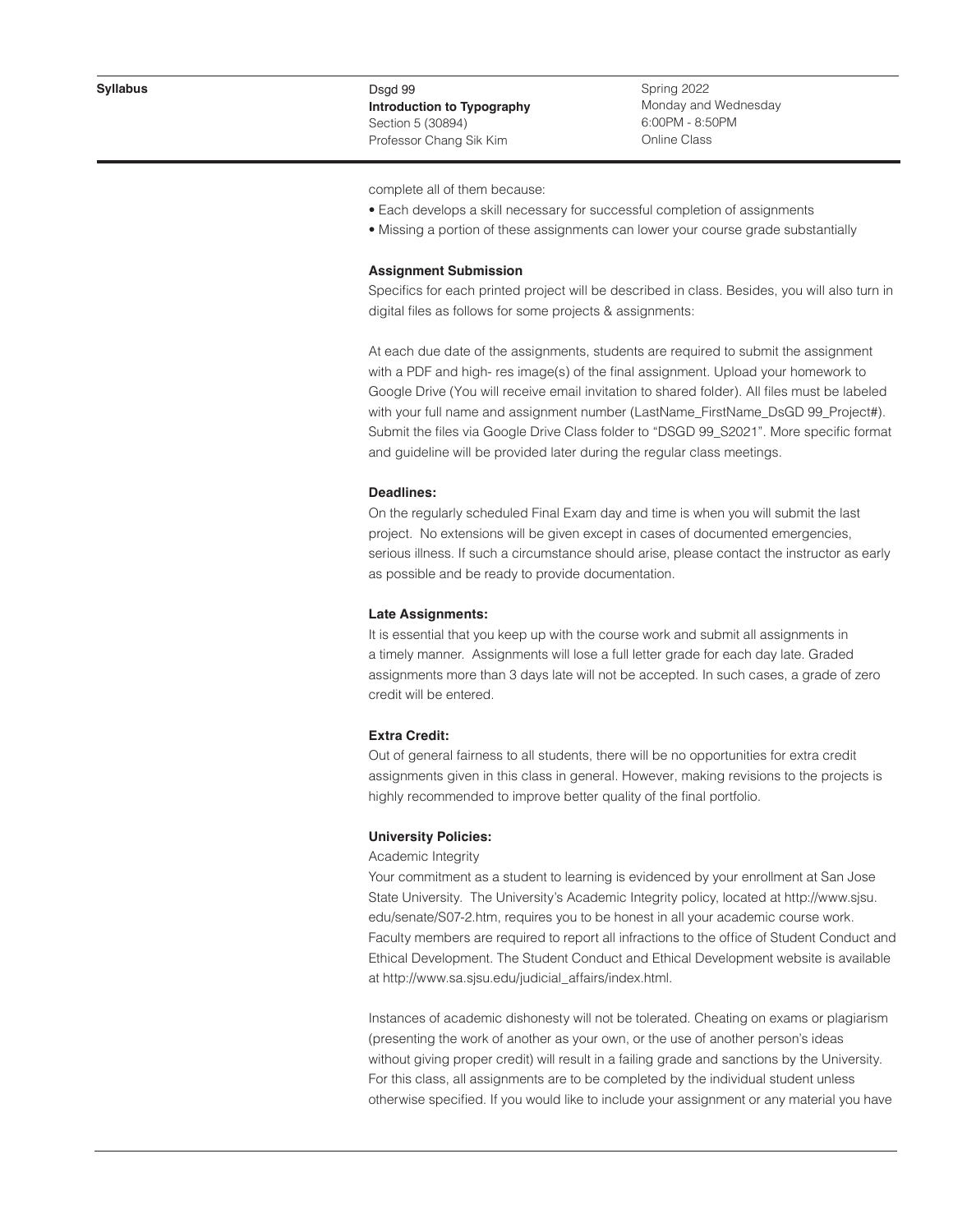complete all of them because:

- Each develops a skill necessary for successful completion of assignments
- Missing a portion of these assignments can lower your course grade substantially

**Assignment Submission**

Specifics for each printed project will be described in class. Besides, you will also turn in digital files as follows for some projects & assignments:

At each due date of the assignments, students are required to submit the assignment with a PDF and high- res image(s) of the final assignment. Upload your homework to Google Drive (You will receive email invitation to shared folder). All files must be labeled with your full name and assignment number (LastName_FirstName_DsGD 99_Project#). Submit the files via Google Drive Class folder to "DSGD 99_S2021". More specific format and guideline will be provided later during the regular class meetings.

**Deadlines:**

On the regularly scheduled Final Exam day and time is when you will submit the last project. No extensions will be given except in cases of documented emergencies, serious illness. If such a circumstance should arise, please contact the instructor as early as possible and be ready to provide documentation.

**Late Assignments:**

It is essential that you keep up with the course work and submit all assignments in a timely manner. Assignments will lose a full letter grade for each day late. Graded assignments more than 3 days late will not be accepted. In such cases, a grade of zero credit will be entered.

**Extra Credit:**

Out of general fairness to all students, there will be no opportunities for extra credit assignments given in this class in general. However, making revisions to the projects is highly recommended to improve better quality of the final portfolio.

**University Policies:**

Academic Integrity

Your commitment as a student to learning is evidenced by your enrollment at San Jose State University. The University's Academic Integrity policy, located at http://www.sjsu.edu/senate/S07-2.htm, requires you to be honest in all your academic course work. Faculty members are required to report all infractions to the office of Student Conduct and Ethical Development. The Student Conduct and Ethical Development website is available at http://www.sa.sjsu.edu/judicial_affairs/index.html.

Instances of academic dishonesty will not be tolerated. Cheating on exams or plagiarism (presenting the work of another as your own, or the use of another person's ideas without giving proper credit) will result in a failing grade and sanctions by the University. For this class, all assignments are to be completed by the individual student unless otherwise specified. If you would like to include your assignment or any material you have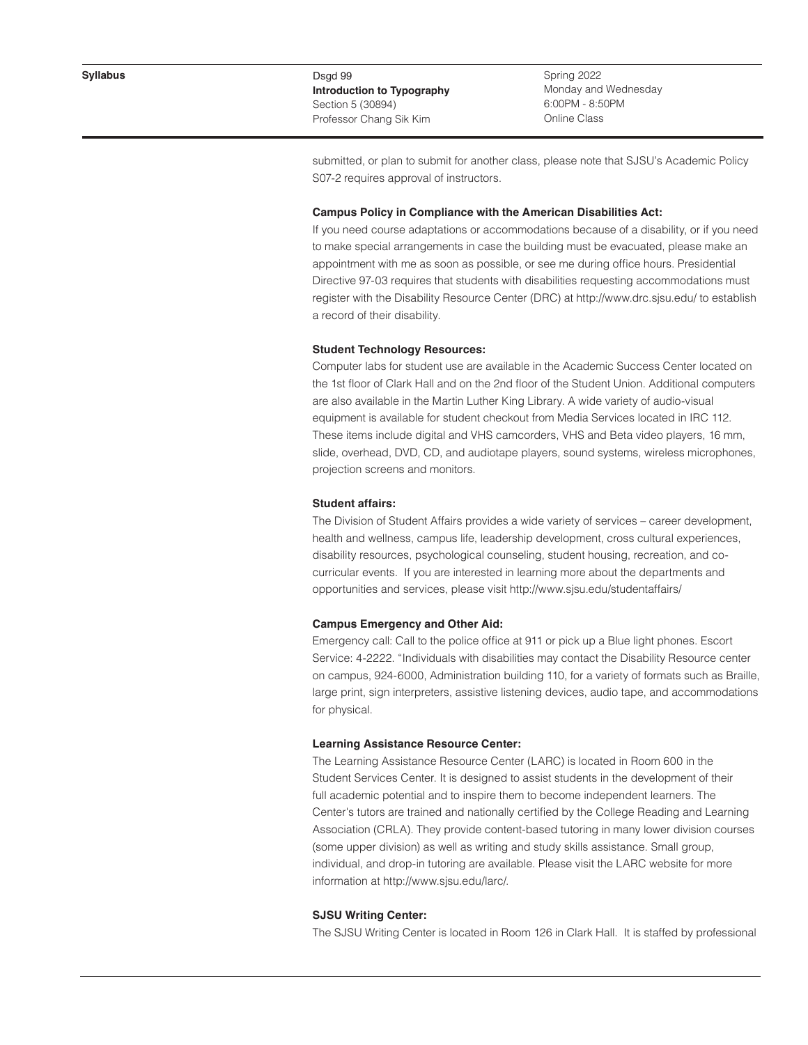submitted, or plan to submit for another class, please note that SJSU's Academic Policy S07-2 requires approval of instructors.

**Campus Policy in Compliance with the American Disabilities Act:**

If you need course adaptations or accommodations because of a disability, or if you need to make special arrangements in case the building must be evacuated, please make an appointment with me as soon as possible, or see me during office hours. Presidential Directive 97-03 requires that students with disabilities requesting accommodations must register with the Disability Resource Center (DRC) at http://www.drc.sjsu.edu/ to establish a record of their disability.

**Student Technology Resources:**

Computer labs for student use are available in the Academic Success Center located on the 1st floor of Clark Hall and on the 2nd floor of the Student Union. Additional computers are also available in the Martin Luther King Library. A wide variety of audio-visual equipment is available for student checkout from Media Services located in IRC 112. These items include digital and VHS camcorders, VHS and Beta video players, 16 mm, slide, overhead, DVD, CD, and audiotape players, sound systems, wireless microphones, projection screens and monitors.

**Student affairs:**

The Division of Student Affairs provides a wide variety of services – career development, health and wellness, campus life, leadership development, cross cultural experiences, disability resources, psychological counseling, student housing, recreation, and co-curricular events. If you are interested in learning more about the departments and opportunities and services, please visit http://www.sjsu.edu/studentaffairs/

**Campus Emergency and Other Aid:**

Emergency call: Call to the police office at 911 or pick up a Blue light phones. Escort Service: 4-2222. "Individuals with disabilities may contact the Disability Resource center on campus, 924-6000, Administration building 110, for a variety of formats such as Braille, large print, sign interpreters, assistive listening devices, audio tape, and accommodations for physical.

**Learning Assistance Resource Center:**

The Learning Assistance Resource Center (LARC) is located in Room 600 in the Student Services Center. It is designed to assist students in the development of their full academic potential and to inspire them to become independent learners. The Center's tutors are trained and nationally certified by the College Reading and Learning Association (CRLA). They provide content-based tutoring in many lower division courses (some upper division) as well as writing and study skills assistance. Small group, individual, and drop-in tutoring are available. Please visit the LARC website for more information at http://www.sjsu.edu/larc/.

**SJSU Writing Center:**

The SJSU Writing Center is located in Room 126 in Clark Hall. It is staffed by professional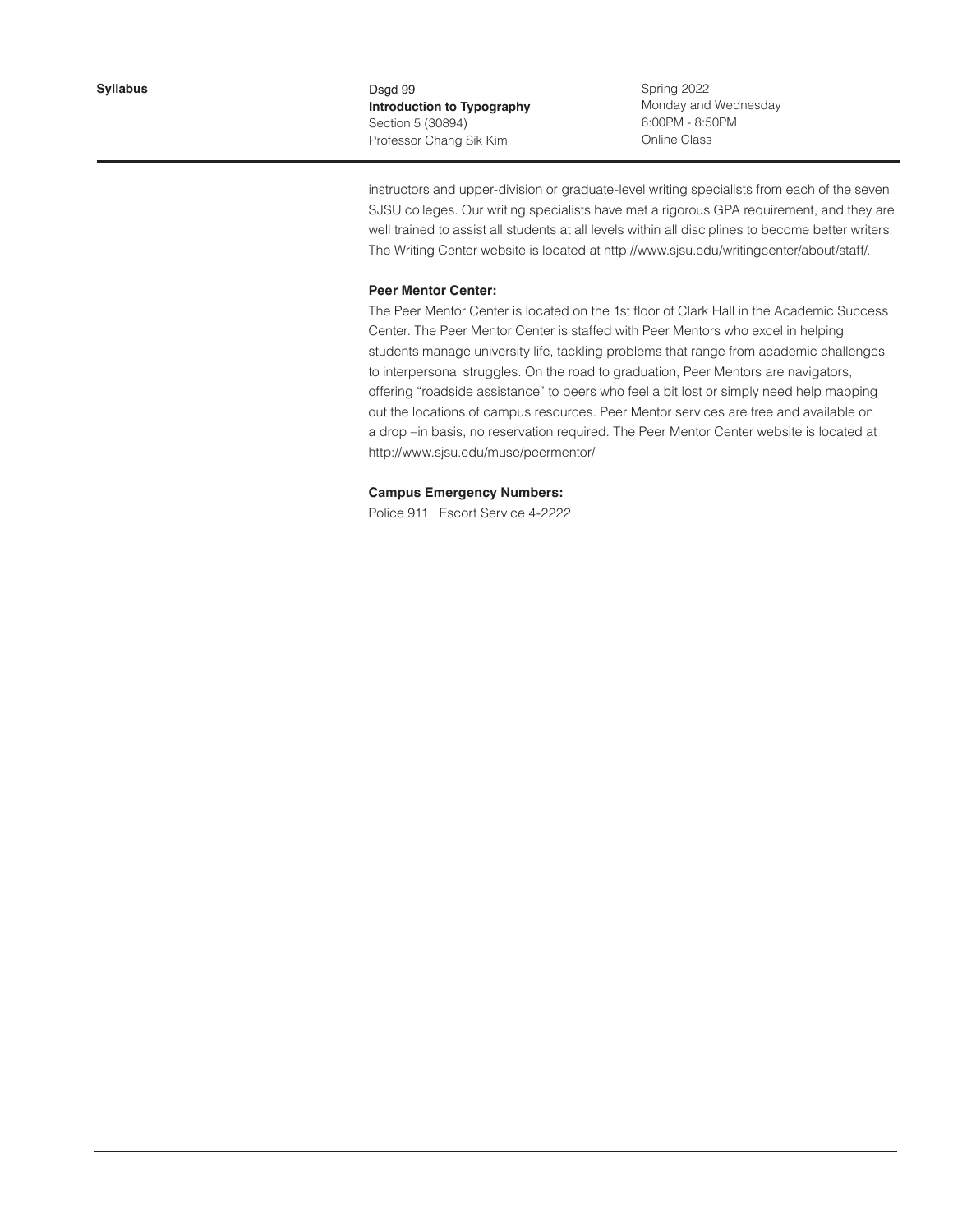instructors and upper-division or graduate-level writing specialists from each of the seven SJSU colleges. Our writing specialists have met a rigorous GPA requirement, and they are well trained to assist all students at all levels within all disciplines to become better writers. The Writing Center website is located at http://www.sjsu.edu/writingcenter/about/staff/.

**Peer Mentor Center:**

The Peer Mentor Center is located on the 1st floor of Clark Hall in the Academic Success Center. The Peer Mentor Center is staffed with Peer Mentors who excel in helping students manage university life, tackling problems that range from academic challenges to interpersonal struggles. On the road to graduation, Peer Mentors are navigators, offering “roadside assistance” to peers who feel a bit lost or simply need help mapping out the locations of campus resources. Peer Mentor services are free and available on a drop –in basis, no reservation required. The Peer Mentor Center website is located at http://www.sjsu.edu/muse/peermentor/

**Campus Emergency Numbers:**

Police 911   Escort Service 4-2222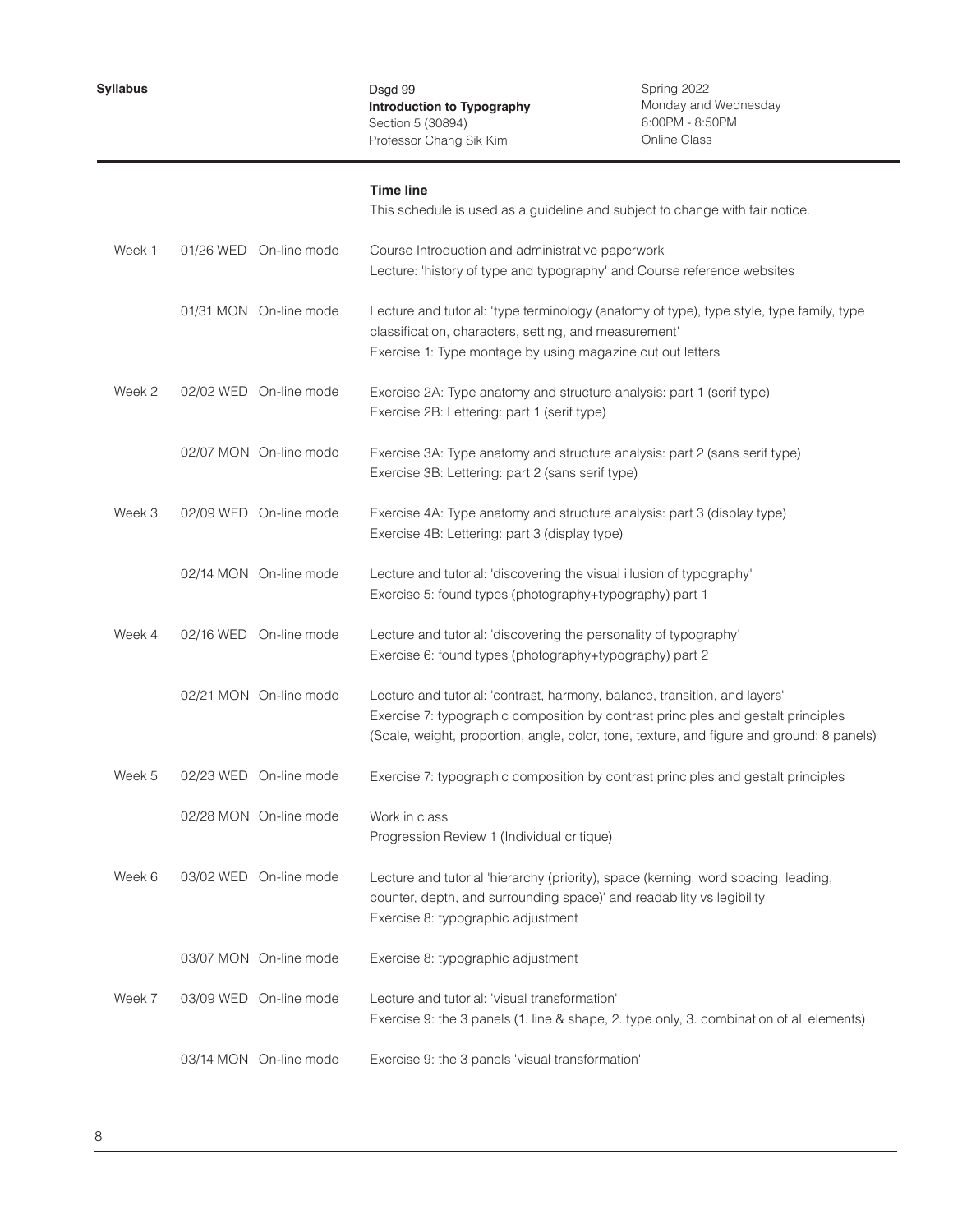| Syllabus | Dsgd 99<br>**Introduction to Typography**<br>Section 5 (30894)<br>Professor Chang Sik Kim | Spring 2022<br>Monday and Wednesday<br>6:00PM - 8:50PM<br>Online Class |
|---|---|---|

**Time line**

This schedule is used as a guideline and subject to change with fair notice.

| Week | Date | Mode | Content |
|---|---|---|---|
| Week 1 | 01/26 WED | On-line mode | Course Introduction and administrative paperwork<br>Lecture: 'history of type and typography' and Course reference websites |
| | 01/31 MON | On-line mode | Lecture and tutorial: 'type terminology (anatomy of type), type style, type family, type classification, characters, setting, and measurement'<br>Exercise 1: Type montage by using magazine cut out letters |
| Week 2 | 02/02 WED | On-line mode | Exercise 2A: Type anatomy and structure analysis: part 1 (serif type)<br>Exercise 2B: Lettering: part 1 (serif type) |
| | 02/07 MON | On-line mode | Exercise 3A: Type anatomy and structure analysis: part 2 (sans serif type)<br>Exercise 3B: Lettering: part 2 (sans serif type) |
| Week 3 | 02/09 WED | On-line mode | Exercise 4A: Type anatomy and structure analysis: part 3 (display type)<br>Exercise 4B: Lettering: part 3 (display type) |
| | 02/14 MON | On-line mode | Lecture and tutorial: 'discovering the visual illusion of typography'<br>Exercise 5: found types (photography+typography) part 1 |
| Week 4 | 02/16 WED | On-line mode | Lecture and tutorial: 'discovering the personality of typography'<br>Exercise 6: found types (photography+typography) part 2 |
| | 02/21 MON | On-line mode | Lecture and tutorial: 'contrast, harmony, balance, transition, and layers'<br>Exercise 7: typographic composition by contrast principles and gestalt principles<br>(Scale, weight, proportion, angle, color, tone, texture, and figure and ground: 8 panels) |
| Week 5 | 02/23 WED | On-line mode | Exercise 7: typographic composition by contrast principles and gestalt principles |
| | 02/28 MON | On-line mode | Work in class<br>Progression Review 1 (Individual critique) |
| Week 6 | 03/02 WED | On-line mode | Lecture and tutorial 'hierarchy (priority), space (kerning, word spacing, leading, counter, depth, and surrounding space)' and readability vs legibility<br>Exercise 8: typographic adjustment |
| | 03/07 MON | On-line mode | Exercise 8: typographic adjustment |
| Week 7 | 03/09 WED | On-line mode | Lecture and tutorial: 'visual transformation'<br>Exercise 9: the 3 panels (1. line & shape, 2. type only, 3. combination of all elements) |
| | 03/14 MON | On-line mode | Exercise 9: the 3 panels 'visual transformation' |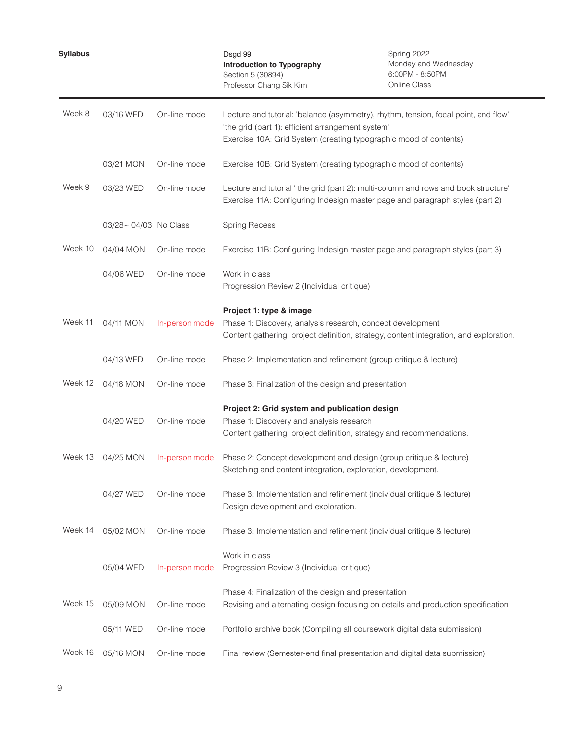| Syllabus | | | Dsgd 99<br>**Introduction to Typography**<br>Section 5 (30894)<br>Professor Chang Sik Kim | Spring 2022<br>Monday and Wednesday<br>6:00PM - 8:50PM<br>Online Class |
|---|---|---|---|---|
| Week 8 | 03/16 WED | On-line mode | Lecture and tutorial: 'balance (asymmetry), rhythm, tension, focal point, and flow'<br>'the grid (part 1): efficient arrangement system'<br>Exercise 10A: Grid System (creating typographic mood of contents) | |
| | 03/21 MON | On-line mode | Exercise 10B: Grid System (creating typographic mood of contents) | |
| Week 9 | 03/23 WED | On-line mode | Lecture and tutorial ' the grid (part 2): multi-column and rows and book structure'<br>Exercise 11A: Configuring Indesign master page and paragraph styles (part 2) | |
| | 03/28~ 04/03 | No Class | Spring Recess | |
| Week 10 | 04/04 MON | On-line mode | Exercise 11B: Configuring Indesign master page and paragraph styles (part 3) | |
| | 04/06 WED | On-line mode | Work in class<br>Progression Review 2 (Individual critique) | |
| Week 11 | 04/11 MON | In-person mode | **Project 1: type & image**<br>Phase 1: Discovery, analysis research, concept development<br>Content gathering, project definition, strategy, content integration, and exploration. | |
| | 04/13 WED | On-line mode | Phase 2: Implementation and refinement (group critique & lecture) | |
| Week 12 | 04/18 MON | On-line mode | Phase 3: Finalization of the design and presentation | |
| | 04/20 WED | On-line mode | **Project 2: Grid system and publication design**<br>Phase 1: Discovery and analysis research<br>Content gathering, project definition, strategy and recommendations. | |
| Week 13 | 04/25 MON | In-person mode | Phase 2: Concept development and design (group critique & lecture)<br>Sketching and content integration, exploration, development. | |
| | 04/27 WED | On-line mode | Phase 3: Implementation and refinement (individual critique & lecture)<br>Design development and exploration. | |
| Week 14 | 05/02 MON | On-line mode | Phase 3: Implementation and refinement (individual critique & lecture) | |
| | 05/04 WED | In-person mode | Work in class<br>Progression Review 3 (Individual critique) | |
| Week 15 | 05/09 MON | On-line mode | Phase 4: Finalization of the design and presentation<br>Revising and alternating design focusing on details and production specification | |
| | 05/11 WED | On-line mode | Portfolio archive book (Compiling all coursework digital data submission) | |
| Week 16 | 05/16 MON | On-line mode | Final review (Semester-end final presentation and digital data submission) | |